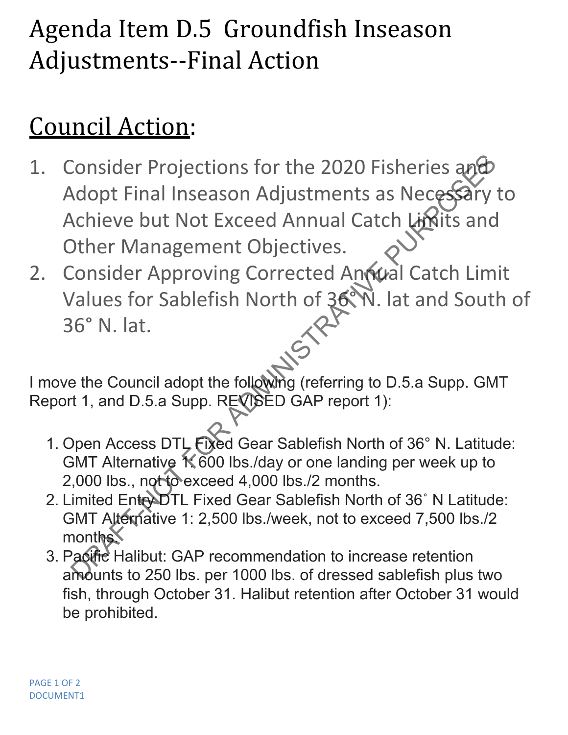# Agenda Item D.5 Groundfish Inseason Adjustments--Final Action

## Council Action:

1. Consider Projections for the 2020 Fisheries and Adopt Final Inseason Adjustments as Necessary to Achieve but Not Exceed Annual Catch Limits and Other Management Objectives.
2. Consider Approving Corrected Annual Catch Limit Values for Sablefish North of 36° N. lat and South of 36° N. lat.

I move the Council adopt the following (referring to D.5.a Supp. GMT Report 1, and D.5.a Supp. REVISED GAP report 1):

1. Open Access DTL Fixed Gear Sablefish North of 36° N. Latitude: GMT Alternative 1: 600 lbs./day or one landing per week up to 2,000 lbs., not to exceed 4,000 lbs./2 months.
2. Limited Entry DTL Fixed Gear Sablefish North of 36˚ N Latitude: GMT Alternative 1: 2,500 lbs./week, not to exceed 7,500 lbs./2 months.
3. Pacific Halibut: GAP recommendation to increase retention amounts to 250 lbs. per 1000 lbs. of dressed sablefish plus two fish, through October 31. Halibut retention after October 31 would be prohibited.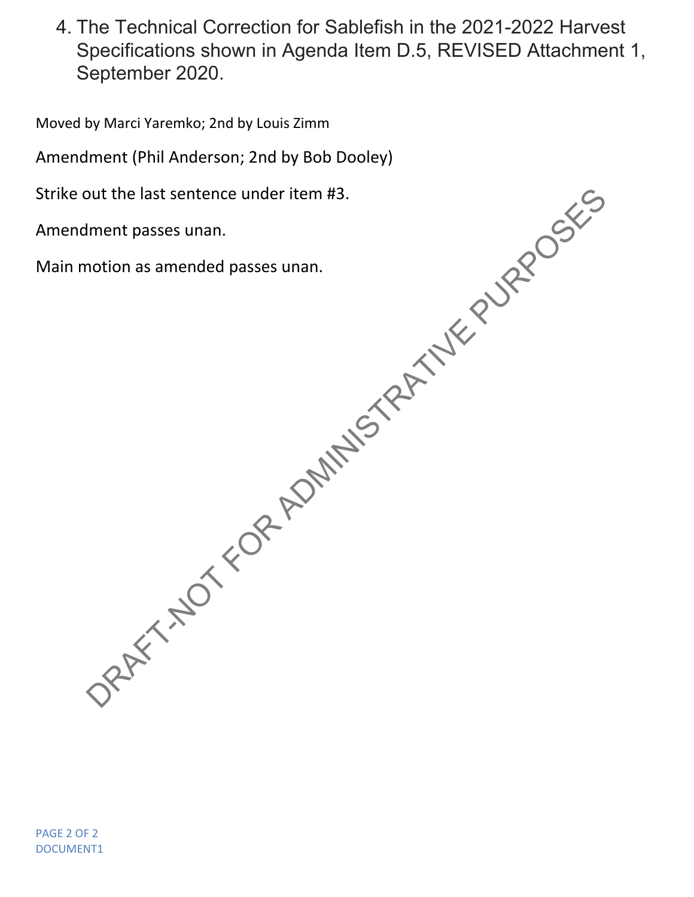4. The Technical Correction for Sablefish in the 2021-2022 Harvest Specifications shown in Agenda Item D.5, REVISED Attachment 1, September 2020.

Moved by Marci Yaremko; 2nd by Louis Zimm

Amendment (Phil Anderson; 2nd by Bob Dooley)

Strike out the last sentence under item #3.

Amendment passes unan.

Main motion as amended passes unan.

DRAFT-NOT FOR ADMINISTRATIVE PURPOSES